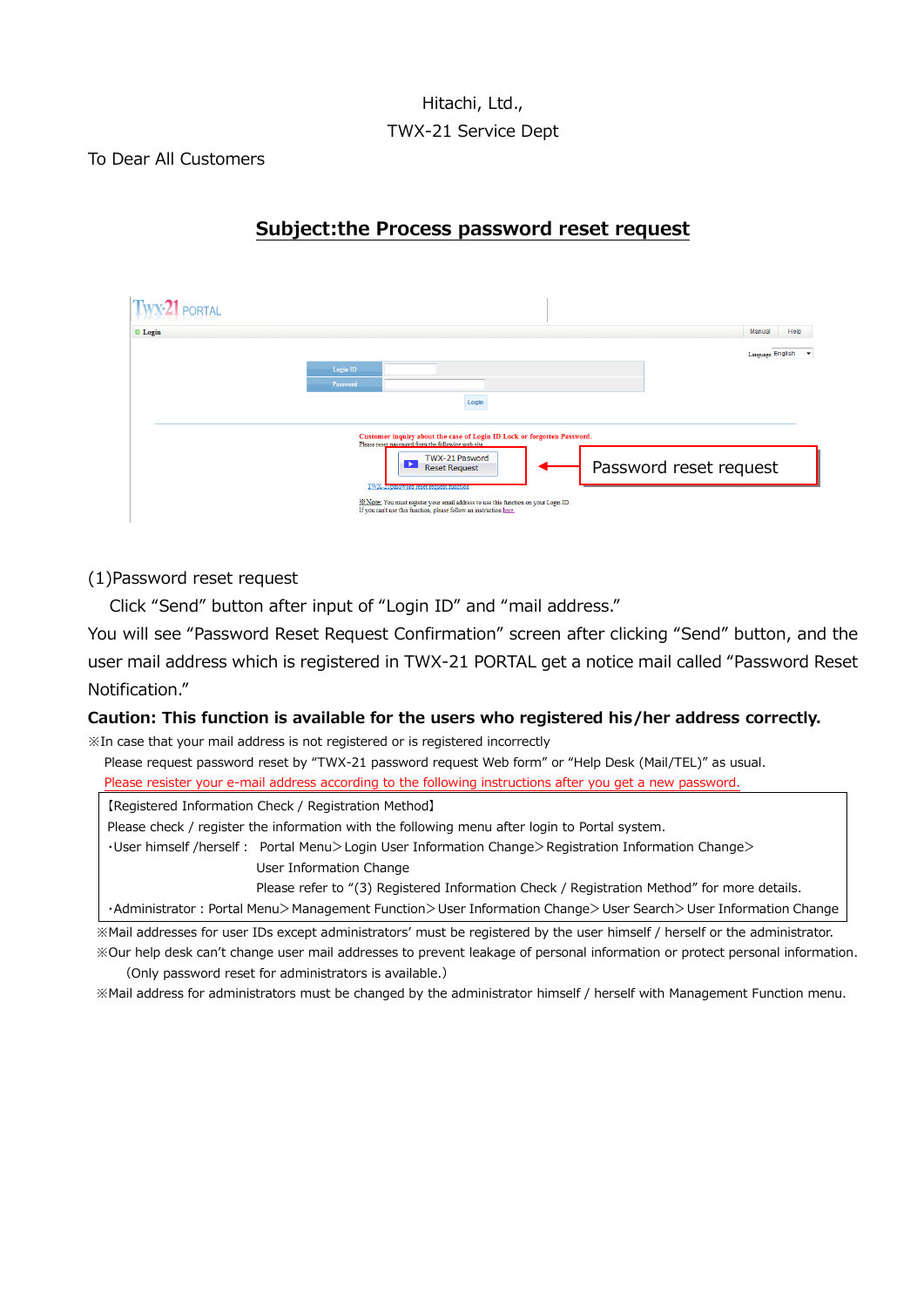Hitachi, Ltd.,

TWX-21 Service Dept

To Dear All Customers

## Subject:the Process password reset request

Password reset request

(1)Password reset request

Click “Send” button after input of “Login ID” and “mail address.”

You will see “Password Reset Request Confirmation” screen after clicking “Send” button, and the user mail address which is registered in TWX-21 PORTAL get a notice mail called “Password Reset Notification.”

**Caution: This function is available for the users who registered his/her address correctly.**

※In case that your mail address is not registered or is registered incorrectly

Please request password reset by “TWX-21 password request Web form” or “Help Desk (Mail/TEL)” as usual.

Please resister your e-mail address according to the following instructions after you get a new password.

【Registered Information Check / Registration Method】

Please check / register the information with the following menu after login to Portal system.

・User himself /herself : Portal Menu＞Login User Information Change＞Registration Information Change＞User Information Change

Please refer to “(3) Registered Information Check / Registration Method” for more details.

・Administrator : Portal Menu＞Management Function＞User Information Change＞User Search＞User Information Change

※Mail addresses for user IDs except administrators’ must be registered by the user himself / herself or the administrator.

※Our help desk can’t change user mail addresses to prevent leakage of personal information or protect personal information. (Only password reset for administrators is available.)

※Mail address for administrators must be changed by the administrator himself / herself with Management Function menu.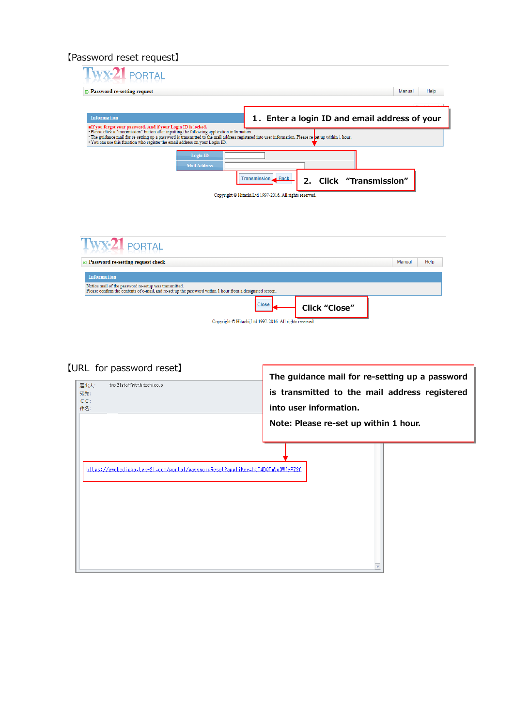【Password reset request】

Twx-21 PORTAL

Password re-setting request | Manual | Help

**Information**

■If you forgot your password. And if your Login ID is locked.
・Please click a "transmission" button after inputting the following application information.
・The guidance mail for re-setting up a password is transmitted to the mail address registered into user information. Please re-set up within 1 hour.
・You can use this function who register the email address on your Login ID.

Login ID

Mail Address

Transmission | Back

**1． Enter a login ID and email address of your**

**2. Click "Transmission"**

Copyright © Hitachi,Ltd 1997-2016. All rights reserved.

Twx-21 PORTAL

Password re-setting request check | Manual | Help

**Information**

Notice mail of the password re-setup was transmitted.
Please confirm the contents of e-mail, and re-set up the password within 1 hour from a designated screen.

Close

**Click "Close"**

Copyright © Hitachi,Ltd 1997-2016. All rights reserved.

【URL for password reset】

差出人: twx21staff@ml.hitachi.co.jp
宛先:
ＣＣ:
件名:

https://swebedi.gba.twx-21.com/portal/passwordReset?appliKey=hbT4DQFmVo3WfvPZ2f

**The guidance mail for re-setting up a password is transmitted to the mail address registered into user information.**

**Note: Please re-set up within 1 hour.**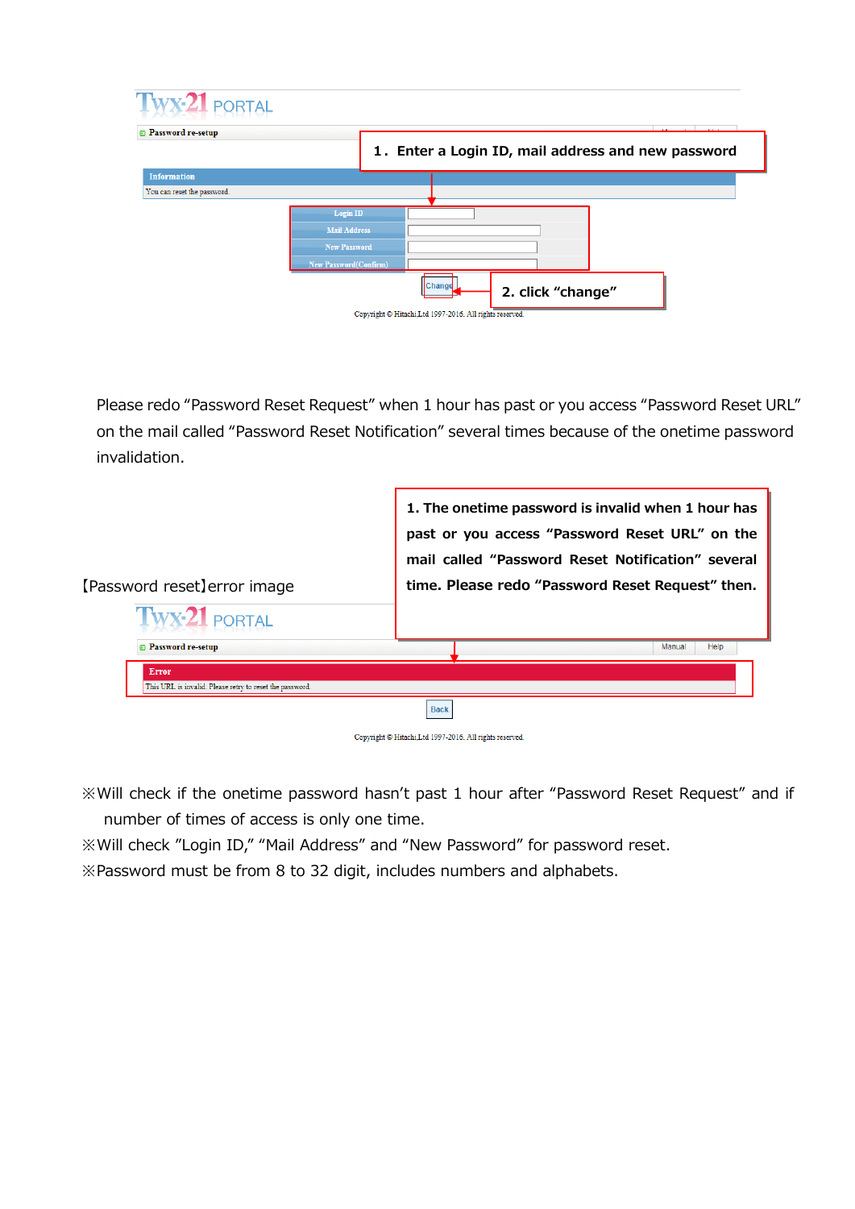Twx-21 PORTAL

Password re-setup

1．Enter a Login ID, mail address and new password

Information

You can reset the password.

Login ID

Mail Address

New Password

New Password(Confirm)

Change

2. click “change”

Copyright © Hitachi,Ltd 1997-2016. All rights reserved.

Please redo “Password Reset Request” when 1 hour has past or you access “Password Reset URL” on the mail called “Password Reset Notification” several times because of the onetime password invalidation.

1. The onetime password is invalid when 1 hour has past or you access “Password Reset URL” on the mail called “Password Reset Notification” several time. Please redo “Password Reset Request” then.

【Password reset】error image

Twx-21 PORTAL

Password re-setup

Manual Help

Error

This URL is invalid. Please retry to reset the password.

Back

Copyright © Hitachi,Ltd 1997-2016. All rights reserved.

※Will check if the onetime password hasn’t past 1 hour after “Password Reset Request” and if number of times of access is only one time.

※Will check ”Login ID,” “Mail Address” and “New Password” for password reset.

※Password must be from 8 to 32 digit, includes numbers and alphabets.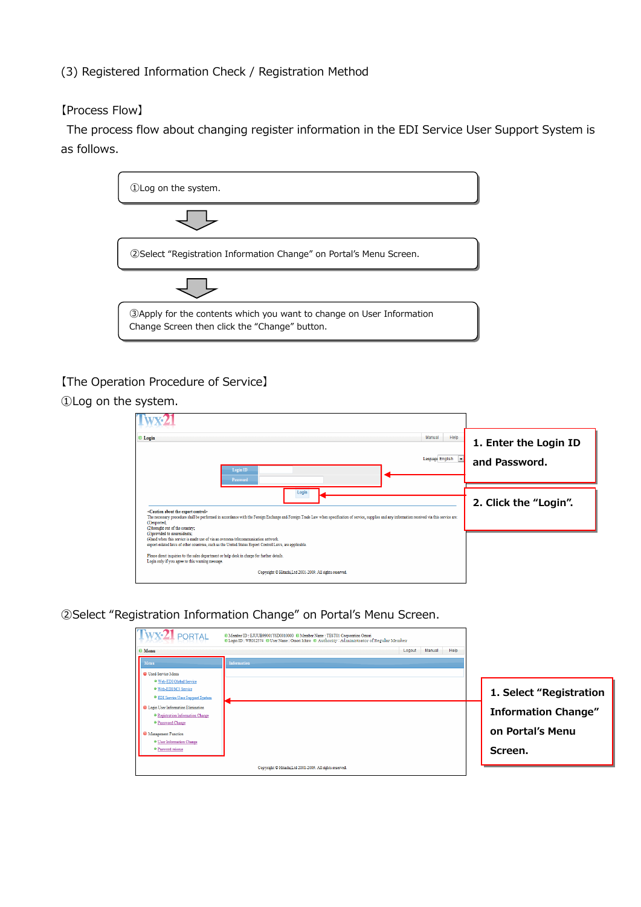(3) Registered Information Check / Registration Method

【Process Flow】

The process flow about changing register information in the EDI Service User Support System is as follows.

①Log on the system.

②Select "Registration Information Change" on Portal's Menu Screen.

③Apply for the contents which you want to change on User Information Change Screen then click the "Change" button.

【The Operation Procedure of Service】

①Log on the system.

**1. Enter the Login ID and Password.**

**2. Click the "Login".**

②Select "Registration Information Change" on Portal's Menu Screen.

**1. Select "Registration Information Change" on Portal's Menu Screen.**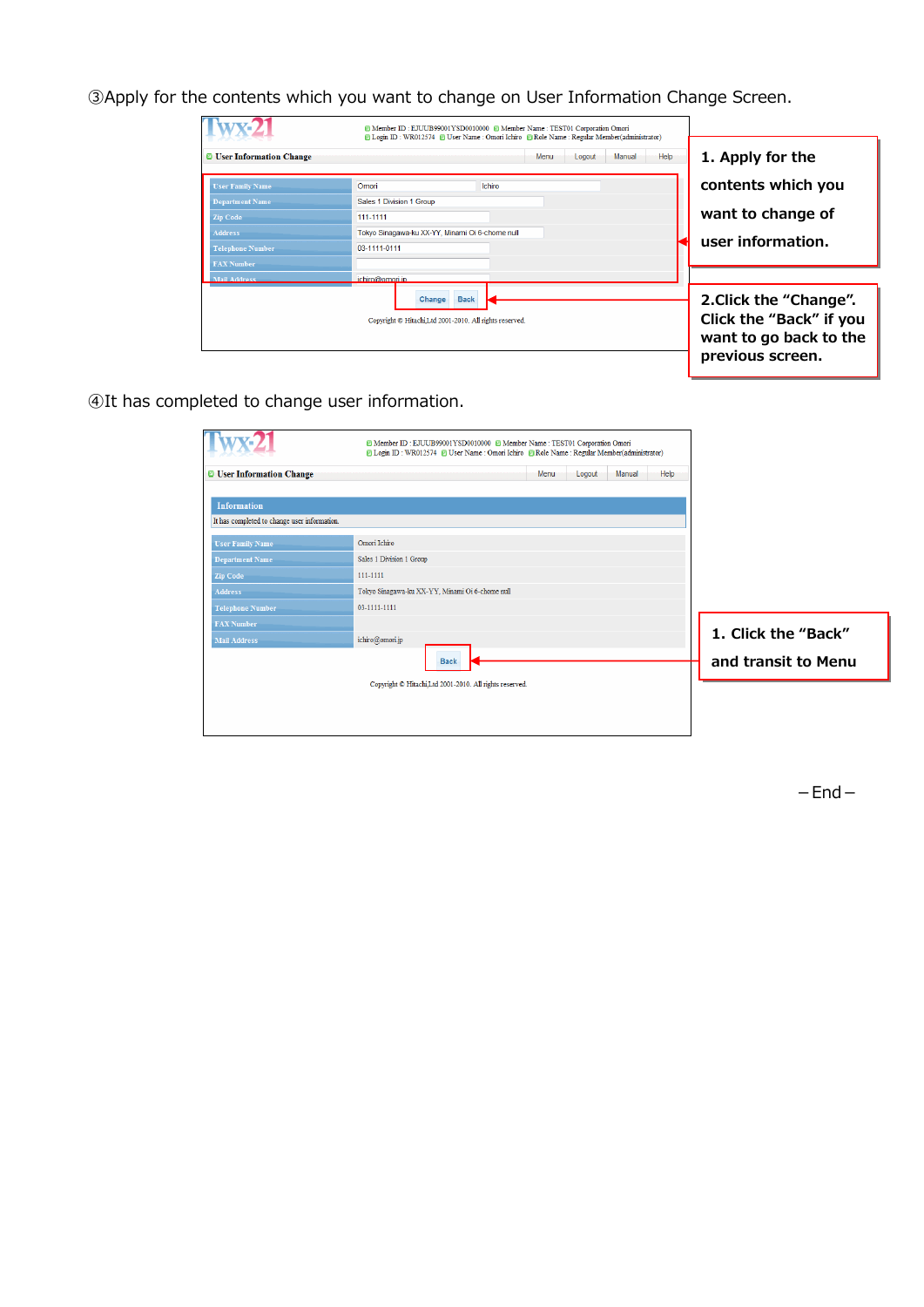③Apply for the contents which you want to change on User Information Change Screen.

Twx-21

Member ID : EJUUB9001YSD0010000 Member Name : TEST01 Corporation Omori
Login ID : WR012574 User Name : Omori Ichiro Role Name : Regular Member(administrator)

User Information Change

Menu | Logout | Manual | Help

| | | |
|---|---|---|
| User Family Name | Omori | Ichiro |
| Department Name | Sales 1 Division 1 Group | |
| Zip Code | 111-1111 | |
| Address | Tokyo Sinagawa-ku XX-YY, Minami Oi 6-chome null | |
| Telephone Number | 03-1111-0111 | |
| FAX Number | | |
| Mail Address | ichiro@omori.jp | |

Change Back

Copyright © Hitachi,Ltd 2001-2010. All rights reserved.

1. Apply for the contents which you want to change of user information.

2.Click the “Change”. Click the “Back” if you want to go back to the previous screen.

④It has completed to change user information.

Twx-21

Member ID : EJUUB9001YSD0010000 Member Name : TEST01 Corporation Omori
Login ID : WR012574 User Name : Omori Ichiro Role Name : Regular Member(administrator)

User Information Change

Menu | Logout | Manual | Help

Information

It has completed to change user information.

| | |
|---|---|
| User Family Name | Omori Ichiro |
| Department Name | Sales 1 Division 1 Group |
| Zip Code | 111-1111 |
| Address | Tokyo Sinagawa-ku XX-YY, Minami Oi 6-chome null |
| Telephone Number | 03-1111-1111 |
| FAX Number | |
| Mail Address | ichiro@omori.jp |

Back

Copyright © Hitachi,Ltd 2001-2010. All rights reserved.

1. Click the “Back” and transit to Menu

– End –